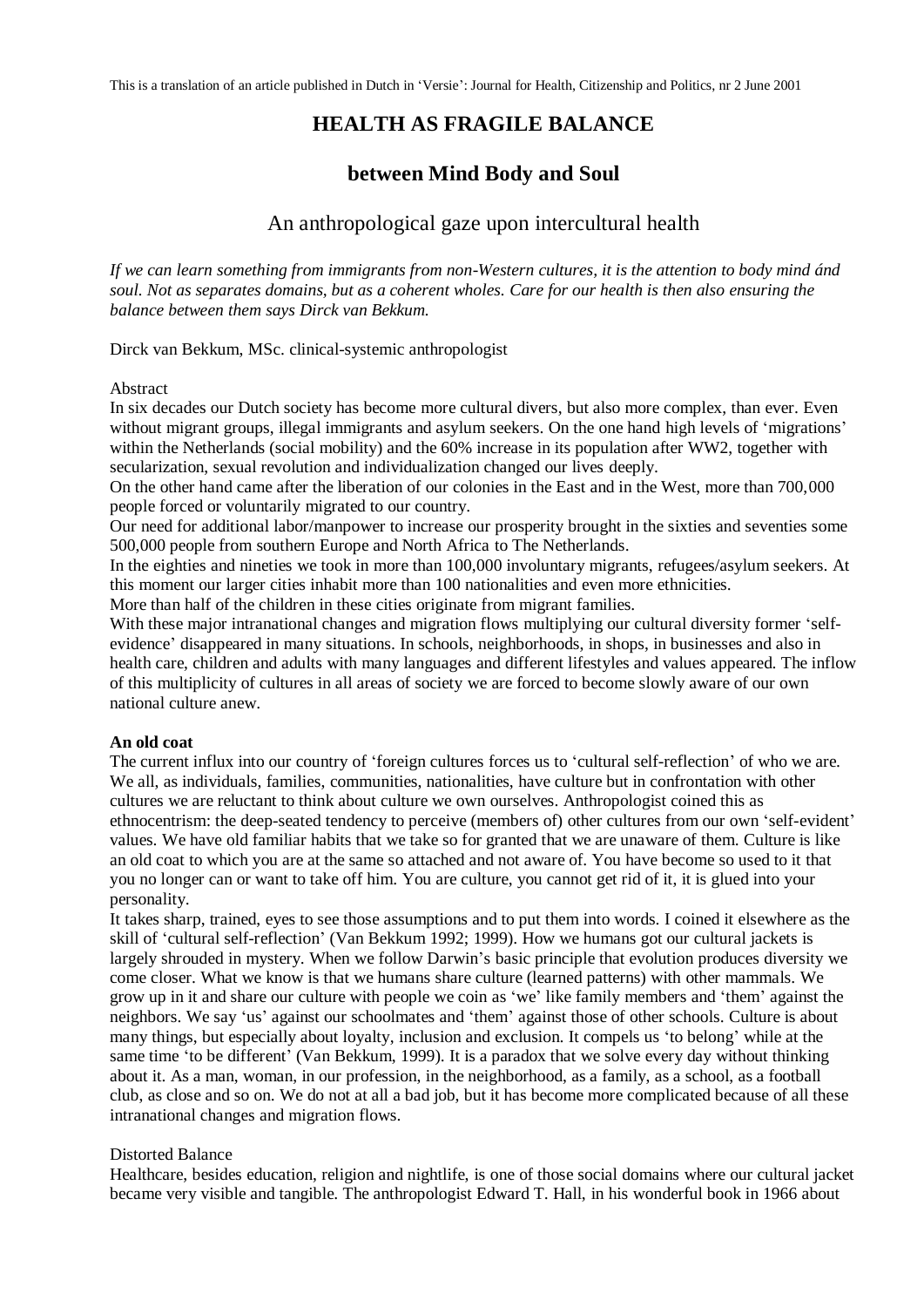This is a translation of an article published in Dutch in 'Versie': Journal for Health, Citizenship and Politics, nr 2 June 2001

# HEALTH AS FRAGILE BALANCE

## between Mind Body and Soul

### An anthropological gaze upon intercultural health

*If we can learn something from immigrants from non-Western cultures, it is the attention to body mind ánd soul. Not as separates domains, but as a coherent wholes. Care for our health is then also ensuring the balance between them says Dirck van Bekkum.*

Dirck van Bekkum, MSc. clinical-systemic anthropologist

Abstract

In six decades our Dutch society has become more cultural divers, but also more complex, than ever. Even without migrant groups, illegal immigrants and asylum seekers. On the one hand high levels of 'migrations' within the Netherlands (social mobility) and the 60% increase in its population after WW2, together with secularization, sexual revolution and individualization changed our lives deeply.

On the other hand came after the liberation of our colonies in the East and in the West, more than 700,000 people forced or voluntarily migrated to our country.

Our need for additional labor/manpower to increase our prosperity brought in the sixties and seventies some 500,000 people from southern Europe and North Africa to The Netherlands.

In the eighties and nineties we took in more than 100,000 involuntary migrants, refugees/asylum seekers. At this moment our larger cities inhabit more than 100 nationalities and even more ethnicities.

More than half of the children in these cities originate from migrant families.

With these major intranational changes and migration flows multiplying our cultural diversity former 'self-evidence' disappeared in many situations. In schools, neighborhoods, in shops, in businesses and also in health care, children and adults with many languages and different lifestyles and values appeared. The inflow of this multiplicity of cultures in all areas of society we are forced to become slowly aware of our own national culture anew.

**An old coat**

The current influx into our country of 'foreign cultures forces us to 'cultural self-reflection' of who we are. We all, as individuals, families, communities, nationalities, have culture but in confrontation with other cultures we are reluctant to think about culture we own ourselves. Anthropologist coined this as ethnocentrism: the deep-seated tendency to perceive (members of) other cultures from our own 'self-evident' values. We have old familiar habits that we take so for granted that we are unaware of them. Culture is like an old coat to which you are at the same so attached and not aware of. You have become so used to it that you no longer can or want to take off him. You are culture, you cannot get rid of it, it is glued into your personality.

It takes sharp, trained, eyes to see those assumptions and to put them into words. I coined it elsewhere as the skill of 'cultural self-reflection' (Van Bekkum 1992; 1999). How we humans got our cultural jackets is largely shrouded in mystery. When we follow Darwin's basic principle that evolution produces diversity we come closer. What we know is that we humans share culture (learned patterns) with other mammals. We grow up in it and share our culture with people we coin as 'we' like family members and 'them' against the neighbors. We say 'us' against our schoolmates and 'them' against those of other schools. Culture is about many things, but especially about loyalty, inclusion and exclusion. It compels us 'to belong' while at the same time 'to be different' (Van Bekkum, 1999). It is a paradox that we solve every day without thinking about it. As a man, woman, in our profession, in the neighborhood, as a family, as a school, as a football club, as close and so on. We do not at all a bad job, but it has become more complicated because of all these intranational changes and migration flows.

Distorted Balance

Healthcare, besides education, religion and nightlife, is one of those social domains where our cultural jacket became very visible and tangible. The anthropologist Edward T. Hall, in his wonderful book in 1966 about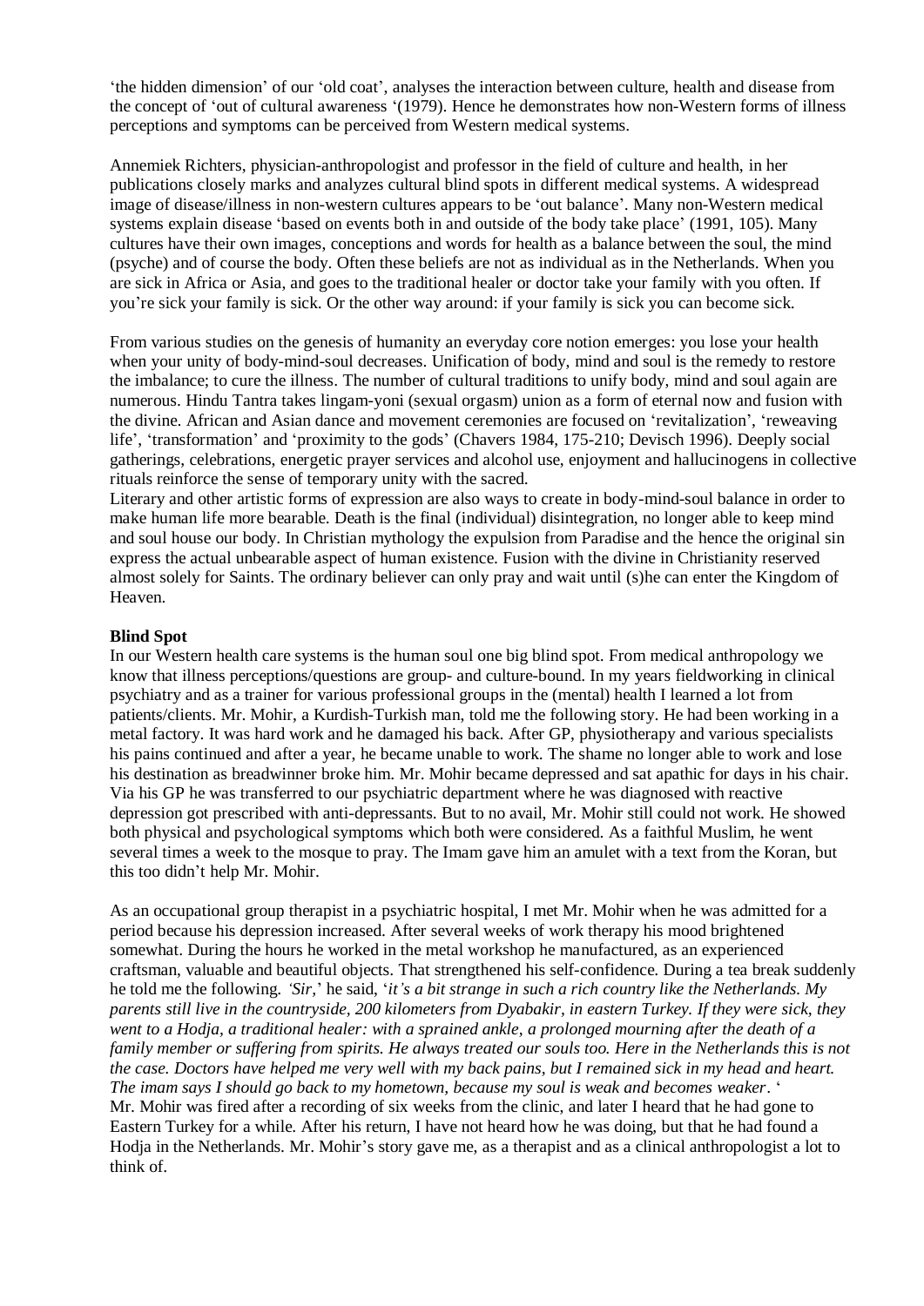'the hidden dimension' of our 'old coat', analyses the interaction between culture, health and disease from the concept of 'out of cultural awareness '(1979). Hence he demonstrates how non-Western forms of illness perceptions and symptoms can be perceived from Western medical systems.

Annemiek Richters, physician-anthropologist and professor in the field of culture and health, in her publications closely marks and analyzes cultural blind spots in different medical systems. A widespread image of disease/illness in non-western cultures appears to be 'out balance'. Many non-Western medical systems explain disease 'based on events both in and outside of the body take place' (1991, 105). Many cultures have their own images, conceptions and words for health as a balance between the soul, the mind (psyche) and of course the body. Often these beliefs are not as individual as in the Netherlands. When you are sick in Africa or Asia, and goes to the traditional healer or doctor take your family with you often. If you're sick your family is sick. Or the other way around: if your family is sick you can become sick.

From various studies on the genesis of humanity an everyday core notion emerges: you lose your health when your unity of body-mind-soul decreases. Unification of body, mind and soul is the remedy to restore the imbalance; to cure the illness. The number of cultural traditions to unify body, mind and soul again are numerous. Hindu Tantra takes lingam-yoni (sexual orgasm) union as a form of eternal now and fusion with the divine. African and Asian dance and movement ceremonies are focused on 'revitalization', 'reweaving life', 'transformation' and 'proximity to the gods' (Chavers 1984, 175-210; Devisch 1996). Deeply social gatherings, celebrations, energetic prayer services and alcohol use, enjoyment and hallucinogens in collective rituals reinforce the sense of temporary unity with the sacred.
Literary and other artistic forms of expression are also ways to create in body-mind-soul balance in order to make human life more bearable. Death is the final (individual) disintegration, no longer able to keep mind and soul house our body. In Christian mythology the expulsion from Paradise and the hence the original sin express the actual unbearable aspect of human existence. Fusion with the divine in Christianity reserved almost solely for Saints. The ordinary believer can only pray and wait until (s)he can enter the Kingdom of Heaven.

**Blind Spot**

In our Western health care systems is the human soul one big blind spot. From medical anthropology we know that illness perceptions/questions are group- and culture-bound. In my years fieldworking in clinical psychiatry and as a trainer for various professional groups in the (mental) health I learned a lot from patients/clients. Mr. Mohir, a Kurdish-Turkish man, told me the following story. He had been working in a metal factory. It was hard work and he damaged his back. After GP, physiotherapy and various specialists his pains continued and after a year, he became unable to work. The shame no longer able to work and lose his destination as breadwinner broke him. Mr. Mohir became depressed and sat apathic for days in his chair. Via his GP he was transferred to our psychiatric department where he was diagnosed with reactive depression got prescribed with anti-depressants. But to no avail, Mr. Mohir still could not work. He showed both physical and psychological symptoms which both were considered. As a faithful Muslim, he went several times a week to the mosque to pray. The Imam gave him an amulet with a text from the Koran, but this too didn't help Mr. Mohir.

As an occupational group therapist in a psychiatric hospital, I met Mr. Mohir when he was admitted for a period because his depression increased. After several weeks of work therapy his mood brightened somewhat. During the hours he worked in the metal workshop he manufactured, as an experienced craftsman, valuable and beautiful objects. That strengthened his self-confidence. During a tea break suddenly he told me the following. *'Sir,*' he said, '*it's a bit strange in such a rich country like the Netherlands. My parents still live in the countryside, 200 kilometers from Dyabakir, in eastern Turkey. If they were sick, they went to a Hodja, a traditional healer: with a sprained ankle, a prolonged mourning after the death of a family member or suffering from spirits. He always treated our souls too. Here in the Netherlands this is not the case. Doctors have helped me very well with my back pains, but I remained sick in my head and heart. The imam says I should go back to my hometown, because my soul is weak and becomes weaker*. '
Mr. Mohir was fired after a recording of six weeks from the clinic, and later I heard that he had gone to Eastern Turkey for a while. After his return, I have not heard how he was doing, but that he had found a Hodja in the Netherlands. Mr. Mohir's story gave me, as a therapist and as a clinical anthropologist a lot to think of.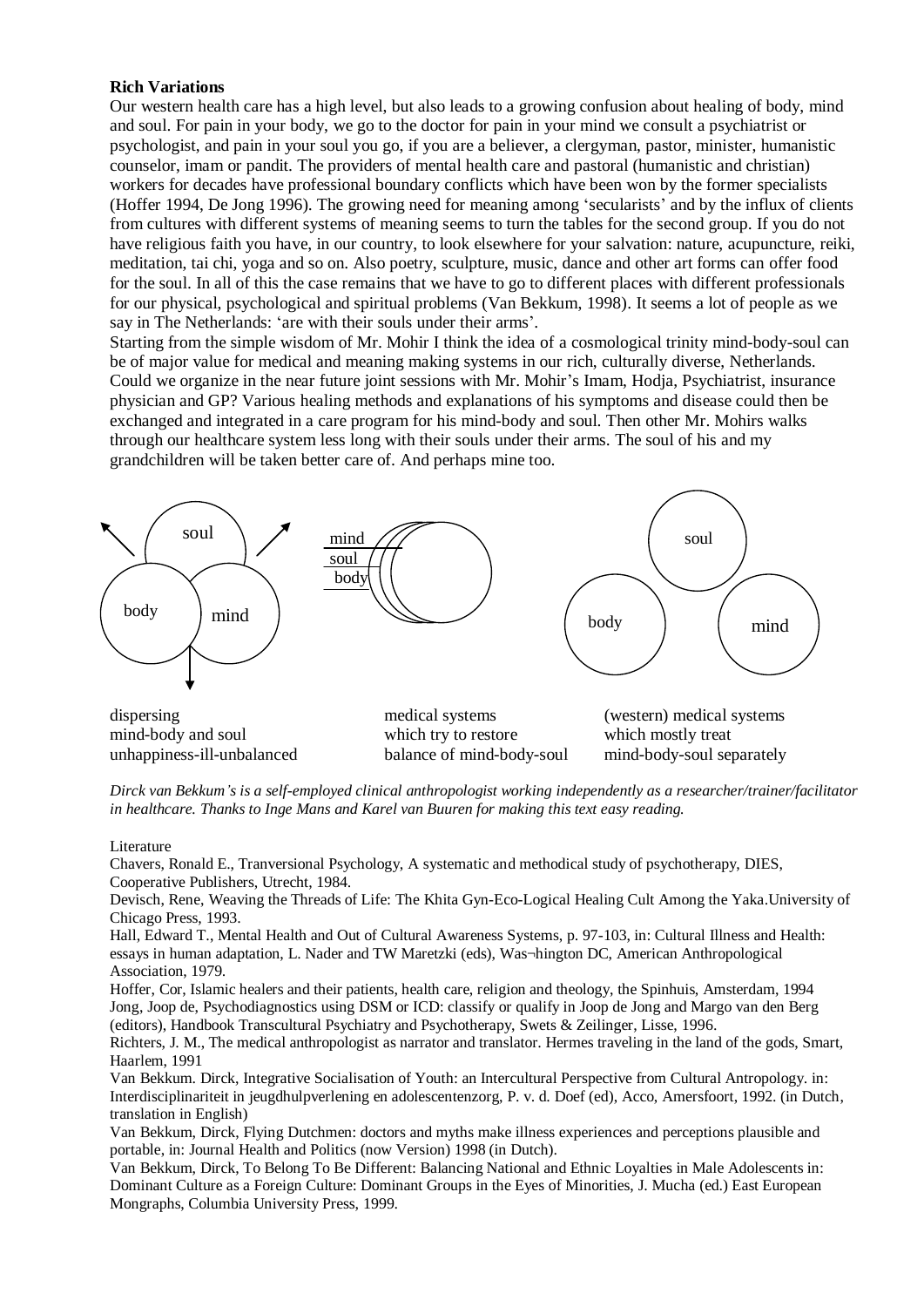**Rich Variations**

Our western health care has a high level, but also leads to a growing confusion about healing of body, mind and soul. For pain in your body, we go to the doctor for pain in your mind we consult a psychiatrist or psychologist, and pain in your soul you go, if you are a believer, a clergyman, pastor, minister, humanistic counselor, imam or pandit. The providers of mental health care and pastoral (humanistic and christian) workers for decades have professional boundary conflicts which have been won by the former specialists (Hoffer 1994, De Jong 1996). The growing need for meaning among 'secularists' and by the influx of clients from cultures with different systems of meaning seems to turn the tables for the second group. If you do not have religious faith you have, in our country, to look elsewhere for your salvation: nature, acupuncture, reiki, meditation, tai chi, yoga and so on. Also poetry, sculpture, music, dance and other art forms can offer food for the soul. In all of this the case remains that we have to go to different places with different professionals for our physical, psychological and spiritual problems (Van Bekkum, 1998). It seems a lot of people as we say in The Netherlands: 'are with their souls under their arms'.

Starting from the simple wisdom of Mr. Mohir I think the idea of a cosmological trinity mind-body-soul can be of major value for medical and meaning making systems in our rich, culturally diverse, Netherlands. Could we organize in the near future joint sessions with Mr. Mohir's Imam, Hodja, Psychiatrist, insurance physician and GP? Various healing methods and explanations of his symptoms and disease could then be exchanged and integrated in a care program for his mind-body and soul. Then other Mr. Mohirs walks through our healthcare system less long with their souls under their arms. The soul of his and my grandchildren will be taken better care of. And perhaps mine too.

soul
body
mind

mind
soul
body

soul
body
mind

dispersing mind-body and soul unhappiness-ill-unbalanced

medical systems which try to restore balance of mind-body-soul

(western) medical systems which mostly treat mind-body-soul separately

*Dirck van Bekkum's is a self-employed clinical anthropologist working independently as a researcher/trainer/facilitator in healthcare. Thanks to Inge Mans and Karel van Buuren for making this text easy reading.*

Literature

Chavers, Ronald E., Tranversional Psychology, A systematic and methodical study of psychotherapy, DIES, Cooperative Publishers, Utrecht, 1984.

Devisch, Rene, Weaving the Threads of Life: The Khita Gyn-Eco-Logical Healing Cult Among the Yaka.University of Chicago Press, 1993.

Hall, Edward T., Mental Health and Out of Cultural Awareness Systems, p. 97-103, in: Cultural Illness and Health: essays in human adaptation, L. Nader and TW Maretzki (eds), Was¬hington DC, American Anthropological Association, 1979.

Hoffer, Cor, Islamic healers and their patients, health care, religion and theology, the Spinhuis, Amsterdam, 1994

Jong, Joop de, Psychodiagnostics using DSM or ICD: classify or qualify in Joop de Jong and Margo van den Berg (editors), Handbook Transcultural Psychiatry and Psychotherapy, Swets & Zeilinger, Lisse, 1996.

Richters, J. M., The medical anthropologist as narrator and translator. Hermes traveling in the land of the gods, Smart, Haarlem, 1991

Van Bekkum. Dirck, Integrative Socialisation of Youth: an Intercultural Perspective from Cultural Antropology. in: Interdisciplinariteit in jeugdhulpverlening en adolescentenzorg, P. v. d. Doef (ed), Acco, Amersfoort, 1992. (in Dutch, translation in English)

Van Bekkum, Dirck, Flying Dutchmen: doctors and myths make illness experiences and perceptions plausible and portable, in: Journal Health and Politics (now Version) 1998 (in Dutch).

Van Bekkum, Dirck, To Belong To Be Different: Balancing National and Ethnic Loyalties in Male Adolescents in: Dominant Culture as a Foreign Culture: Dominant Groups in the Eyes of Minorities, J. Mucha (ed.) East European Mongraphs, Columbia University Press, 1999.